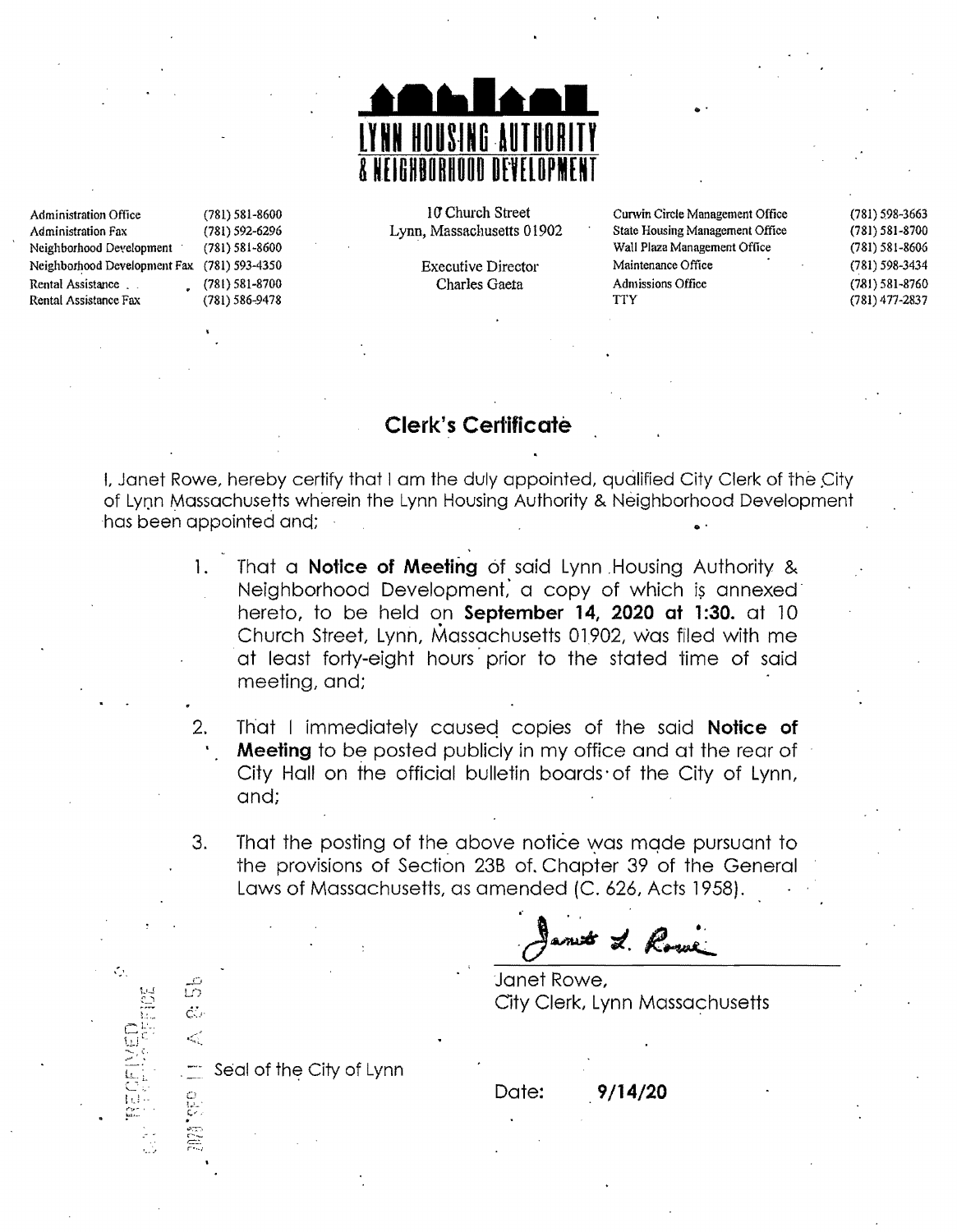# LYNN HOUSING AUTHORITY & NEIGHBORHOOD DEVELOPMENT

| | | | | |
|---|---|---|---|---|
| Administration Office | (781) 581-8600 | 10 Church Street | Curwin Circle Management Office | (781) 598-3663 |
| Administration Fax | (781) 592-6296 | Lynn, Massachusetts 01902 | State Housing Management Office | (781) 581-8700 |
| Neighborhood Development | (781) 581-8600 | | Wall Plaza Management Office | (781) 581-8606 |
| Neighborhood Development Fax | (781) 593-4350 | Executive Director | Maintenance Office | (781) 598-3434 |
| Rental Assistance | (781) 581-8700 | Charles Gaeta | Admissions Office | (781) 581-8760 |
| Rental Assistance Fax | (781) 586-9478 | | TTY | (781) 477-2837 |

## Clerk's Certificate

I, Janet Rowe, hereby certify that I am the duly appointed, qualified City Clerk of the City of Lynn Massachusetts wherein the Lynn Housing Authority & Neighborhood Development has been appointed and;

1. That a **Notice of Meeting** of said Lynn Housing Authority & Neighborhood Development, a copy of which is annexed hereto, to be held on **September 14, 2020 at 1:30.** at 10 Church Street, Lynn, Massachusetts 01902, was filed with me at least forty-eight hours prior to the stated time of said meeting, and;

2. That I immediately caused copies of the said **Notice of Meeting** to be posted publicly in my office and at the rear of City Hall on the official bulletin boards of the City of Lynn, and;

3. That the posting of the above notice was made pursuant to the provisions of Section 23B of Chapter 39 of the General Laws of Massachusetts, as amended (C. 626, Acts 1958).

Janet L. Rowe

Janet Rowe,
City Clerk, Lynn Massachusetts

RECEIVED CITY CLERK'S OFFICE 2020 SEP 11 A 8:56

Seal of the City of Lynn

Date: **9/14/20**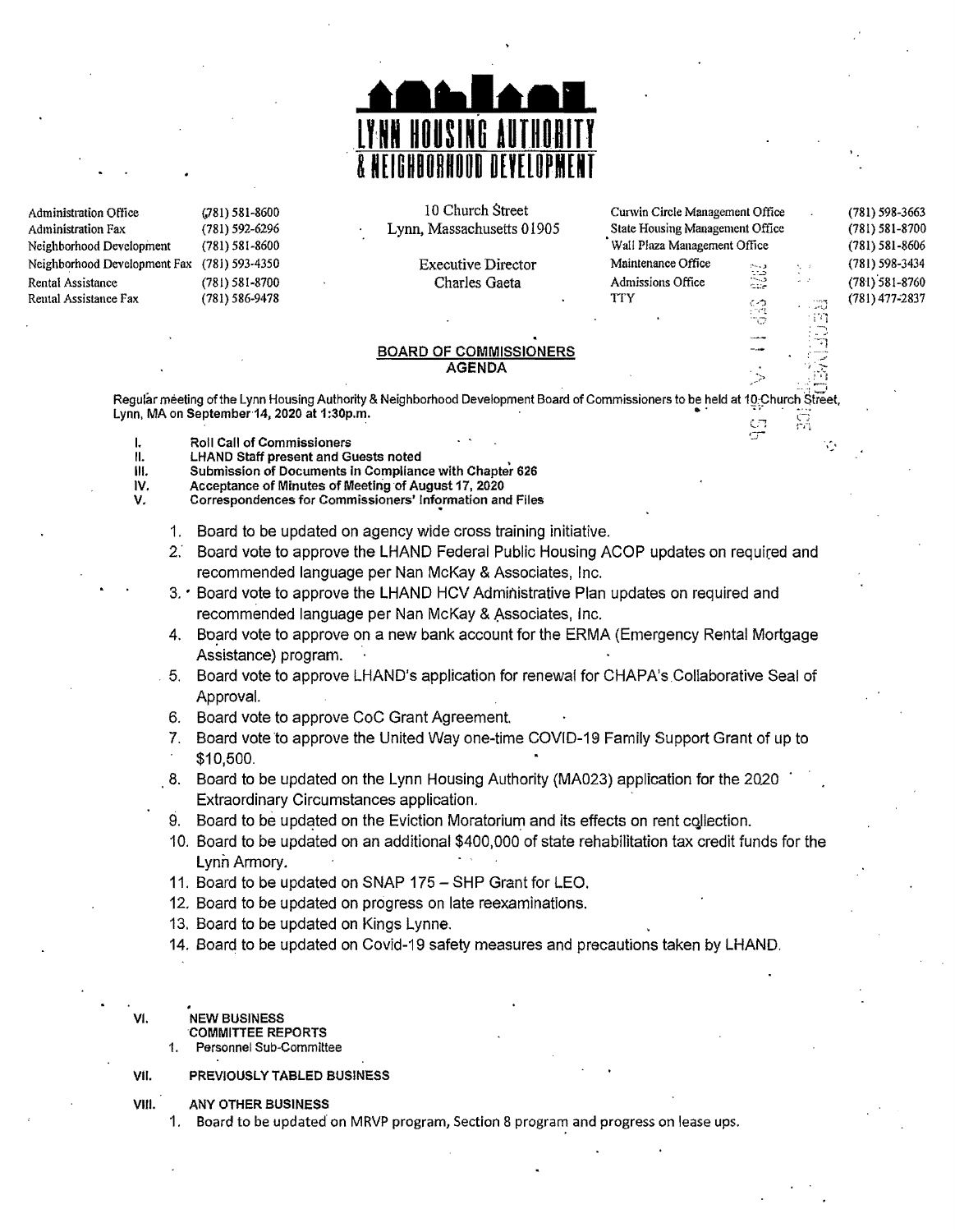# LYNN HOUSING AUTHORITY & NEIGHBORHOOD DEVELOPMENT

Administration Office (781) 581-8600
Administration Fax (781) 592-6296
Neighborhood Development (781) 581-8600
Neighborhood Development Fax (781) 593-4350
Rental Assistance (781) 581-8700
Rental Assistance Fax (781) 586-9478

10 Church Street
Lynn, Massachusetts 01905

Executive Director
Charles Gaeta

Curwin Circle Management Office (781) 598-3663
State Housing Management Office (781) 581-8700
Wall Plaza Management Office (781) 581-8606
Maintenance Office (781) 598-3434
Admissions Office (781) 581-8760
TTY (781) 477-2837

## BOARD OF COMMISSIONERS AGENDA

Regular meeting of the Lynn Housing Authority & Neighborhood Development Board of Commissioners to be held at 10 Church Street, Lynn, MA on **September 14, 2020 at 1:30p.m.**

- **I. Roll Call of Commissioners**
- **II. LHAND Staff present and Guests noted**
- **III. Submission of Documents in Compliance with Chapter 626**
- **IV. Acceptance of Minutes of Meeting of August 17, 2020**
- **V. Correspondences for Commissioners' Information and Files**

1. Board to be updated on agency wide cross training initiative.
2. Board vote to approve the LHAND Federal Public Housing ACOP updates on required and recommended language per Nan McKay & Associates, Inc.
3. Board vote to approve the LHAND HCV Administrative Plan updates on required and recommended language per Nan McKay & Associates, Inc.
4. Board vote to approve on a new bank account for the ERMA (Emergency Rental Mortgage Assistance) program.
5. Board vote to approve LHAND's application for renewal for CHAPA's Collaborative Seal of Approval.
6. Board vote to approve CoC Grant Agreement.
7. Board vote to approve the United Way one-time COVID-19 Family Support Grant of up to $10,500.
8. Board to be updated on the Lynn Housing Authority (MA023) application for the 2020 Extraordinary Circumstances application.
9. Board to be updated on the Eviction Moratorium and its effects on rent collection.
10. Board to be updated on an additional $400,000 of state rehabilitation tax credit funds for the Lynn Armory.
11. Board to be updated on SNAP 175 – SHP Grant for LEO.
12. Board to be updated on progress on late reexaminations.
13. Board to be updated on Kings Lynne.
14. Board to be updated on Covid-19 safety measures and precautions taken by LHAND.

- **VI. NEW BUSINESS**
  **COMMITTEE REPORTS**
  1. Personnel Sub-Committee
- **VII. PREVIOUSLY TABLED BUSINESS**
- **VIII. ANY OTHER BUSINESS**
  1. Board to be updated on MRVP program, Section 8 program and progress on lease ups.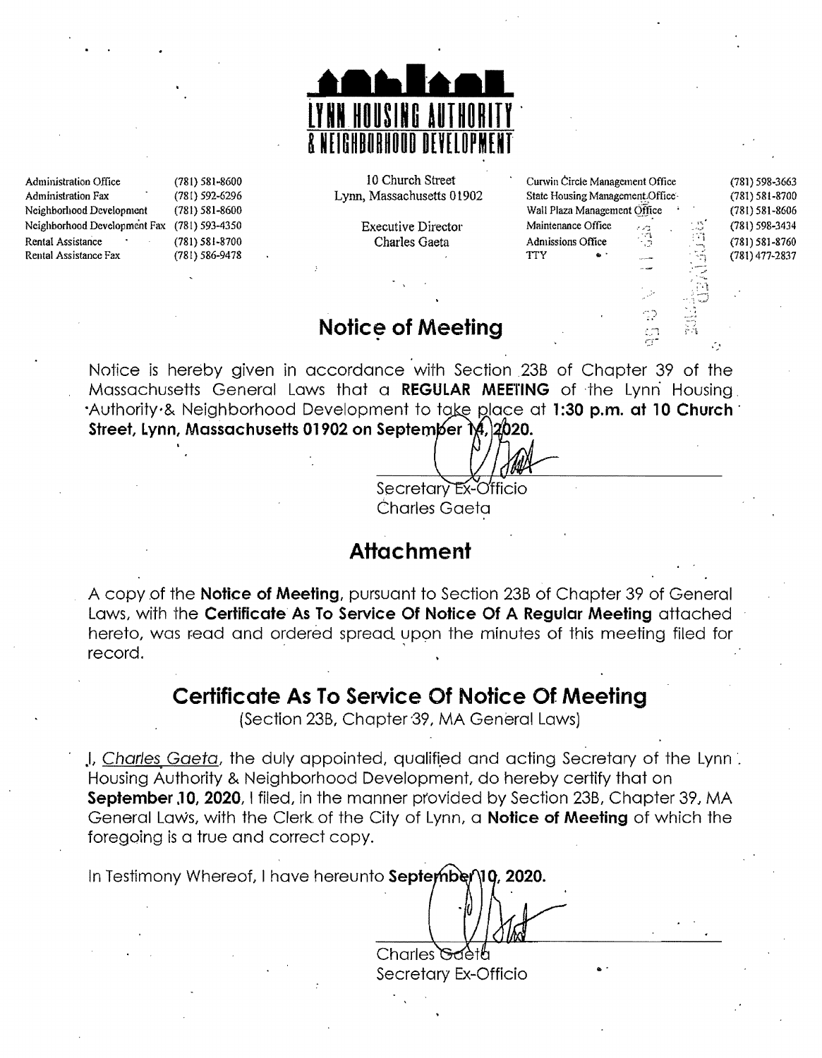# LYNN HOUSING AUTHORITY & NEIGHBORHOOD DEVELOPMENT

| | | | | |
|---|---|---|---|---|
| Administration Office | (781) 581-8600 | 10 Church Street | Curwin Circle Management Office | (781) 598-3663 |
| Administration Fax | (781) 592-6296 | Lynn, Massachusetts 01902 | State Housing Management Office | (781) 581-8700 |
| Neighborhood Development | (781) 581-8600 | | Wall Plaza Management Office | (781) 581-8606 |
| Neighborhood Development Fax | (781) 593-4350 | Executive Director | Maintenance Office | (781) 598-3434 |
| Rental Assistance | (781) 581-8700 | Charles Gaeta | Admissions Office | (781) 581-8760 |
| Rental Assistance Fax | (781) 586-9478 | | TTY | (781) 477-2837 |

## Notice of Meeting

Notice is hereby given in accordance with Section 23B of Chapter 39 of the Massachusetts General Laws that a **REGULAR MEETING** of the Lynn Housing Authority & Neighborhood Development to take place at **1:30 p.m. at 10 Church Street, Lynn, Massachusetts 01902 on September 14, 2020.**

Secretary Ex-Officio
Charles Gaeta

## Attachment

A copy of the **Notice of Meeting**, pursuant to Section 23B of Chapter 39 of General Laws, with the **Certificate As To Service Of Notice Of A Regular Meeting** attached hereto, was read and ordered spread upon the minutes of this meeting filed for record.

## Certificate As To Service Of Notice Of Meeting

(Section 23B, Chapter 39, MA General Laws)

I, *Charles Gaeta*, the duly appointed, qualified and acting Secretary of the Lynn Housing Authority & Neighborhood Development, do hereby certify that on **September 10, 2020**, I filed, in the manner provided by Section 23B, Chapter 39, MA General Laws, with the Clerk of the City of Lynn, a **Notice of Meeting** of which the foregoing is a true and correct copy.

In Testimony Whereof, I have hereunto **September 10, 2020.**

Charles Gaeta
Secretary Ex-Officio